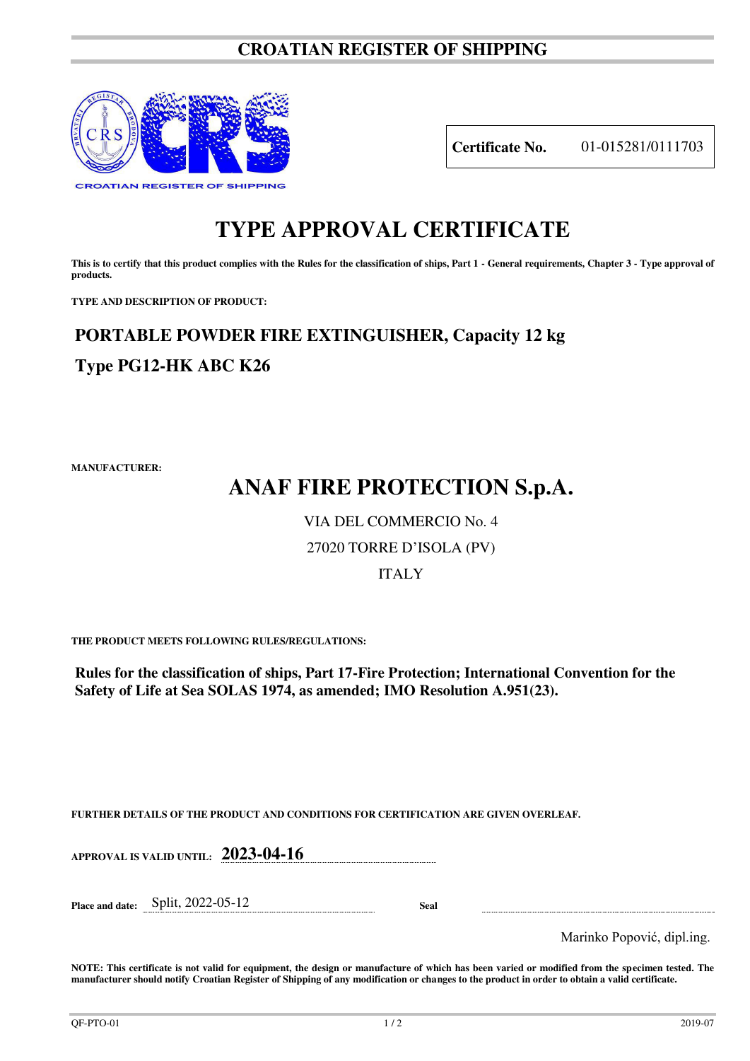# CROATIAN REGISTER OF SHIPPING

**Certificate No.** 01-015281/0111703

# TYPE APPROVAL CERTIFICATE

**This is to certify that this product complies with the Rules for the classification of ships, Part 1 - General requirements, Chapter 3 - Type approval of products.**

**TYPE AND DESCRIPTION OF PRODUCT:**

## PORTABLE POWDER FIRE EXTINGUISHER, Capacity 12 kg

## Type PG12-HK ABC K26

**MANUFACTURER:**

## ANAF FIRE PROTECTION S.p.A.

VIA DEL COMMERCIO No. 4

27020 TORRE D'ISOLA (PV)

ITALY

**THE PRODUCT MEETS FOLLOWING RULES/REGULATIONS:**

**Rules for the classification of ships, Part 17-Fire Protection; International Convention for the Safety of Life at Sea SOLAS 1974, as amended; IMO Resolution A.951(23).**

**FURTHER DETAILS OF THE PRODUCT AND CONDITIONS FOR CERTIFICATION ARE GIVEN OVERLEAF.**

**APPROVAL IS VALID UNTIL:** **2023-04-16**

**Place and date:** Split, 2022-05-12 **Seal**

Marinko Popović, dipl.ing.

**NOTE: This certificate is not valid for equipment, the design or manufacture of which has been varied or modified from the specimen tested. The manufacturer should notify Croatian Register of Shipping of any modification or changes to the product in order to obtain a valid certificate.**

QF-PTO-01 2019-07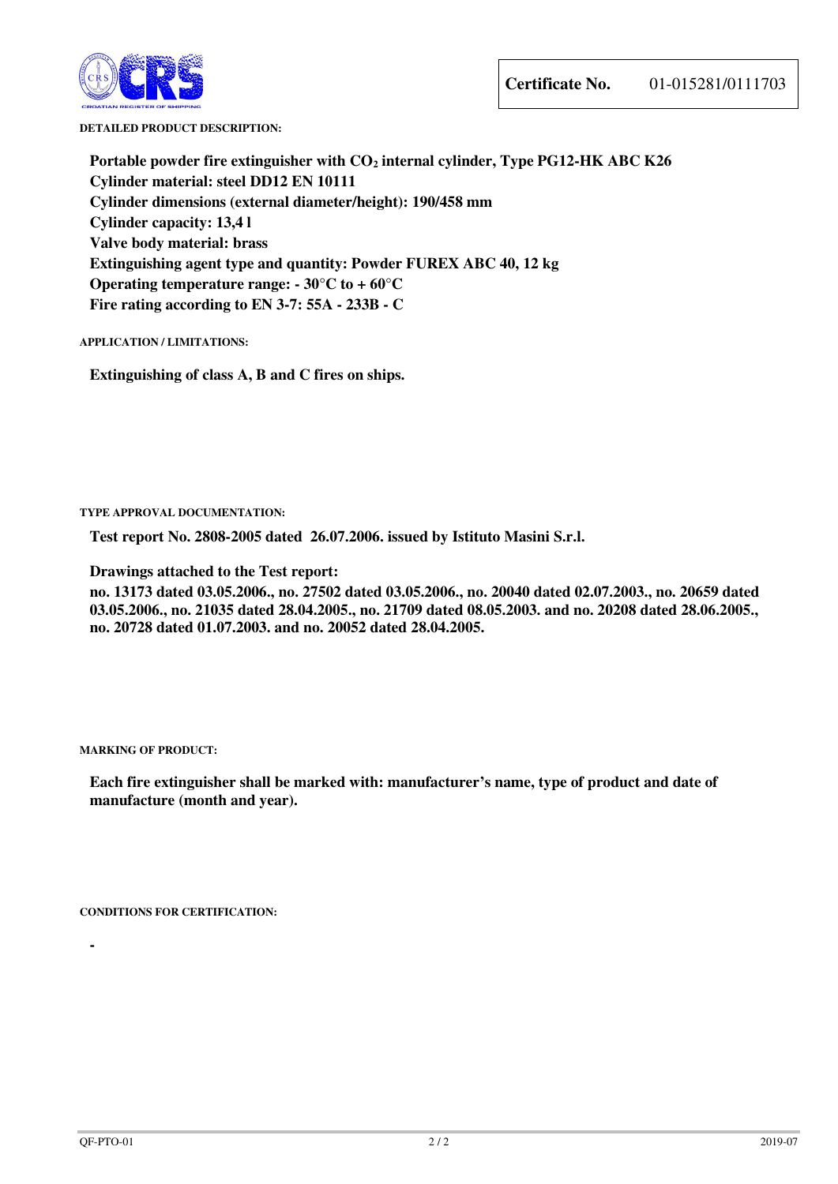**Certificate No.** 01-015281/0111703

**DETAILED PRODUCT DESCRIPTION:**

**Portable powder fire extinguisher with $CO_2$ internal cylinder, Type PG12-HK ABC K26**
**Cylinder material: steel DD12 EN 10111**
**Cylinder dimensions (external diameter/height): 190/458 mm**
**Cylinder capacity: 13,4 l**
**Valve body material: brass**
**Extinguishing agent type and quantity: Powder FUREX ABC 40, 12 kg**
**Operating temperature range: - 30°C to + 60°C**
**Fire rating according to EN 3-7: 55A - 233B - C**

**APPLICATION / LIMITATIONS:**

**Extinguishing of class A, B and C fires on ships.**

**TYPE APPROVAL DOCUMENTATION:**

**Test report No. 2808-2005 dated 26.07.2006. issued by Istituto Masini S.r.l.**

**Drawings attached to the Test report:**
**no. 13173 dated 03.05.2006., no. 27502 dated 03.05.2006., no. 20040 dated 02.07.2003., no. 20659 dated 03.05.2006., no. 21035 dated 28.04.2005., no. 21709 dated 08.05.2003. and no. 20208 dated 28.06.2005., no. 20728 dated 01.07.2003. and no. 20052 dated 28.04.2005.**

**MARKING OF PRODUCT:**

**Each fire extinguisher shall be marked with: manufacturer's name, type of product and date of manufacture (month and year).**

**CONDITIONS FOR CERTIFICATION:**

**-**